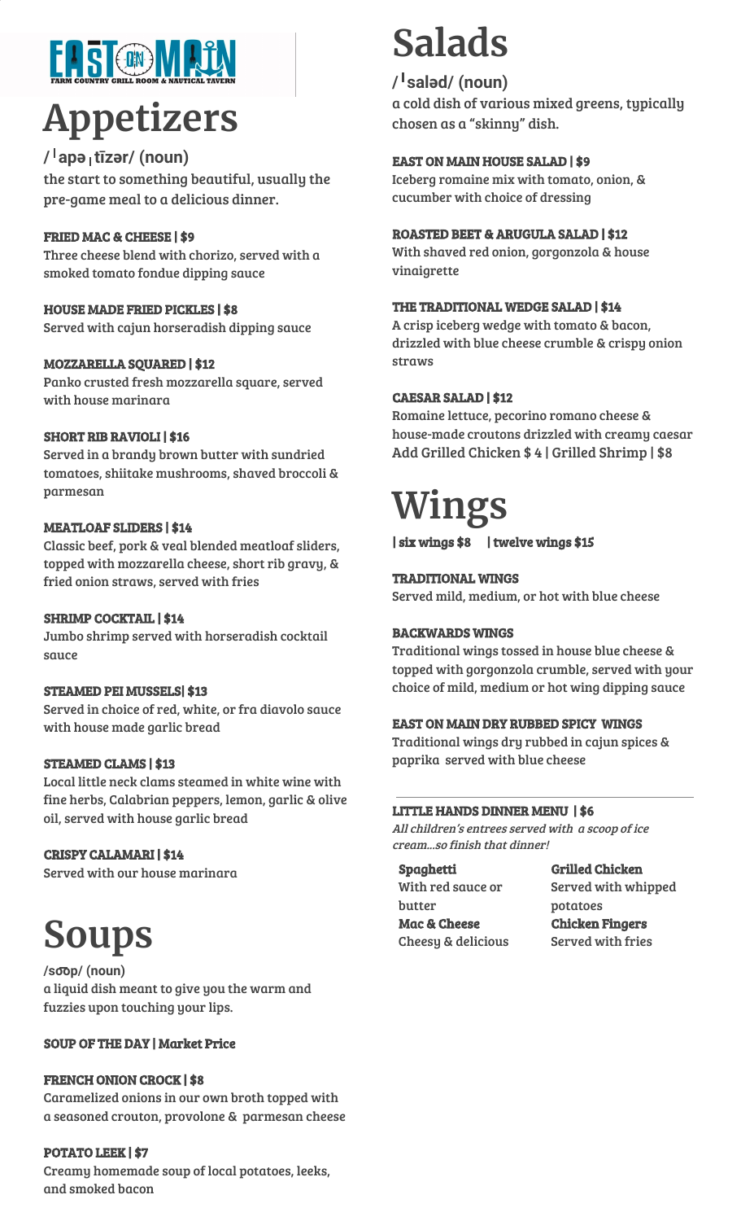EAST ON MAIN
FARM COUNTRY GRILL ROOM & NAUTICAL TAVERN

# Appetizers

/ˈapəˌtīzər/ (noun)
the start to something beautiful, usually the pre-game meal to a delicious dinner.

**FRIED MAC & CHEESE | $9**
Three cheese blend with chorizo, served with a smoked tomato fondue dipping sauce

**HOUSE MADE FRIED PICKLES | $8**
Served with cajun horseradish dipping sauce

**MOZZARELLA SQUARED | $12**
Panko crusted fresh mozzarella square, served with house marinara

**SHORT RIB RAVIOLI | $16**
Served in a brandy brown butter with sundried tomatoes, shiitake mushrooms, shaved broccoli & parmesan

**MEATLOAF SLIDERS | $14**
Classic beef, pork & veal blended meatloaf sliders, topped with mozzarella cheese, short rib gravy, & fried onion straws, served with fries

**SHRIMP COCKTAIL | $14**
Jumbo shrimp served with horseradish cocktail sauce

**STEAMED PEI MUSSELS| $13**
Served in choice of red, white, or fra diavolo sauce with house made garlic bread

**STEAMED CLAMS | $13**
Local little neck clams steamed in white wine with fine herbs, Calabrian peppers, lemon, garlic & olive oil, served with house garlic bread

**CRISPY CALAMARI | $14**
Served with our house marinara

# Soups

/so͝op/ (noun)
a liquid dish meant to give you the warm and fuzzies upon touching your lips.

**SOUP OF THE DAY | Market Price**

**FRENCH ONION CROCK | $8**
Caramelized onions in our own broth topped with a seasoned crouton, provolone & parmesan cheese

**POTATO LEEK | $7**
Creamy homemade soup of local potatoes, leeks, and smoked bacon

# Salads

/ˈsaləd/ (noun)
a cold dish of various mixed greens, typically chosen as a "skinny" dish.

**EAST ON MAIN HOUSE SALAD | $9**
Iceberg romaine mix with tomato, onion, & cucumber with choice of dressing

**ROASTED BEET & ARUGULA SALAD | $12**
With shaved red onion, gorgonzola & house vinaigrette

**THE TRADITIONAL WEDGE SALAD | $14**
A crisp iceberg wedge with tomato & bacon, drizzled with blue cheese crumble & crispy onion straws

**CAESAR SALAD | $12**
Romaine lettuce, pecorino romano cheese & house-made croutons drizzled with creamy caesar
Add Grilled Chicken $ 4 | Grilled Shrimp | $8

# Wings

**| six wings $8 | twelve wings $15**

**TRADITIONAL WINGS**
Served mild, medium, or hot with blue cheese

**BACKWARDS WINGS**
Traditional wings tossed in house blue cheese & topped with gorgonzola crumble, served with your choice of mild, medium or hot wing dipping sauce

**EAST ON MAIN DRY RUBBED SPICY WINGS**
Traditional wings dry rubbed in cajun spices & paprika served with blue cheese

**LITTLE HANDS DINNER MENU | $6**
*All children's entrees served with a scoop of ice cream...so finish that dinner!*

**Spaghetti**
With red sauce or butter

**Mac & Cheese**
Cheesy & delicious

**Grilled Chicken**
Served with whipped potatoes

**Chicken Fingers**
Served with fries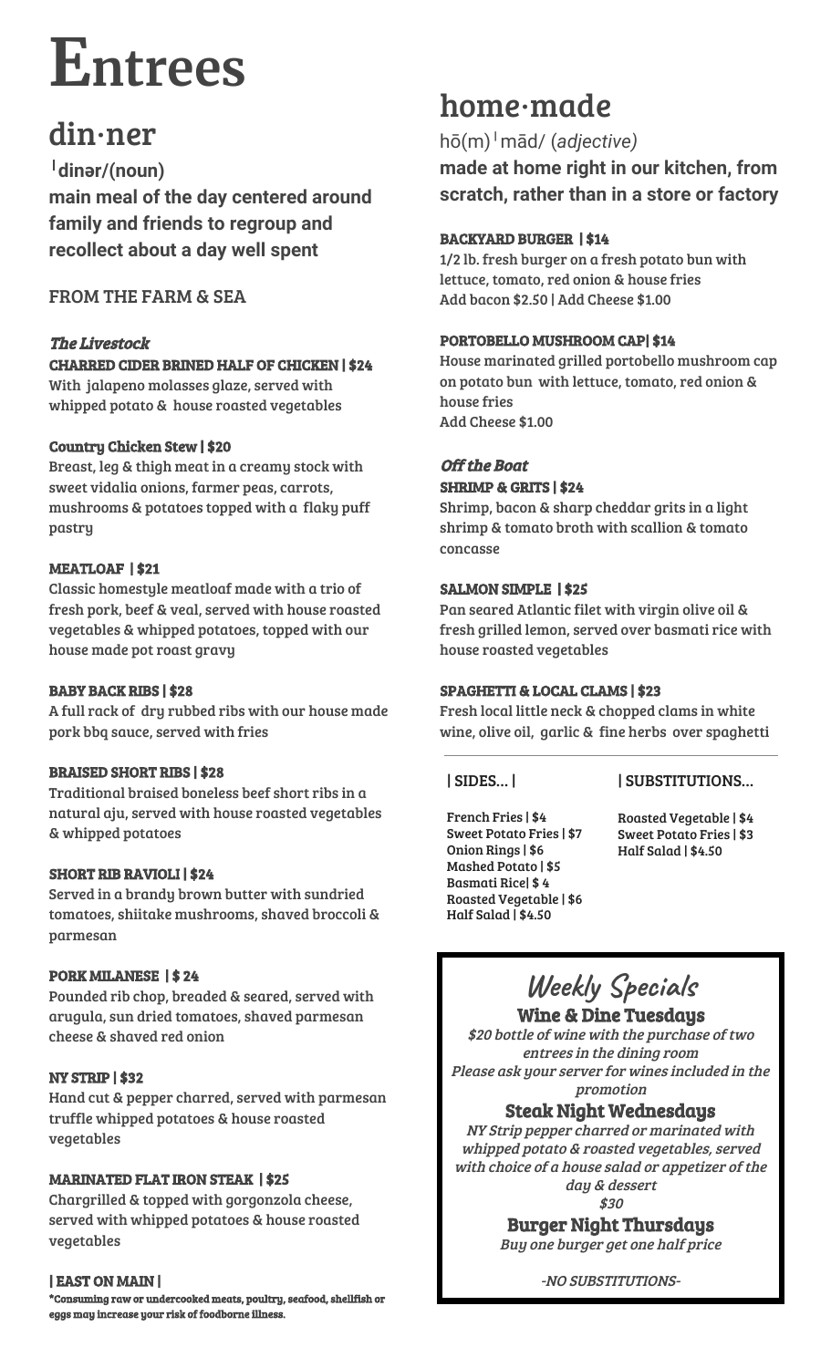# Entrees

## din·ner

ˈdinər/(noun)

**main meal of the day centered around family and friends to regroup and recollect about a day well spent**

### FROM THE FARM & SEA

#### *The Livestock*

**CHARRED CIDER BRINED HALF OF CHICKEN | $24**
With jalapeno molasses glaze, served with whipped potato & house roasted vegetables

**Country Chicken Stew | $20**
Breast, leg & thigh meat in a creamy stock with sweet vidalia onions, farmer peas, carrots, mushrooms & potatoes topped with a flaky puff pastry

**MEATLOAF | $21**
Classic homestyle meatloaf made with a trio of fresh pork, beef & veal, served with house roasted vegetables & whipped potatoes, topped with our house made pot roast gravy

**BABY BACK RIBS | $28**
A full rack of dry rubbed ribs with our house made pork bbq sauce, served with fries

**BRAISED SHORT RIBS | $28**
Traditional braised boneless beef short ribs in a natural aju, served with house roasted vegetables & whipped potatoes

**SHORT RIB RAVIOLI | $24**
Served in a brandy brown butter with sundried tomatoes, shiitake mushrooms, shaved broccoli & parmesan

**PORK MILANESE | $ 24**
Pounded rib chop, breaded & seared, served with arugula, sun dried tomatoes, shaved parmesan cheese & shaved red onion

**NY STRIP | $32**
Hand cut & pepper charred, served with parmesan truffle whipped potatoes & house roasted vegetables

**MARINATED FLAT IRON STEAK | $25**
Chargrilled & topped with gorgonzola cheese, served with whipped potatoes & house roasted vegetables

**| EAST ON MAIN |**

**\*Consuming raw or undercooked meats, poultry, seafood, shellfish or eggs may increase your risk of foodborne illness.**

## home·made

hō(m)ˈmād/ (*adjective*)

**made at home right in our kitchen, from scratch, rather than in a store or factory**

**BACKYARD BURGER | $14**
1/2 lb. fresh burger on a fresh potato bun with lettuce, tomato, red onion & house fries
Add bacon $2.50 | Add Cheese $1.00

**PORTOBELLO MUSHROOM CAP| $14**
House marinated grilled portobello mushroom cap on potato bun with lettuce, tomato, red onion & house fries
Add Cheese $1.00

#### *Off the Boat*

**SHRIMP & GRITS | $24**
Shrimp, bacon & sharp cheddar grits in a light shrimp & tomato broth with scallion & tomato concasse

**SALMON SIMPLE | $25**
Pan seared Atlantic filet with virgin olive oil & fresh grilled lemon, served over basmati rice with house roasted vegetables

**SPAGHETTI & LOCAL CLAMS | $23**
Fresh local little neck & chopped clams in white wine, olive oil, garlic & fine herbs over spaghetti

**| SIDES... |**

- French Fries | $4
- Sweet Potato Fries | $7
- Onion Rings | $6
- Mashed Potato | $5
- Basmati Rice| $ 4
- Roasted Vegetable | $6
- Half Salad | $4.50

**| SUBSTITUTIONS...**

- Roasted Vegetable | $4
- Sweet Potato Fries | $3
- Half Salad | $4.50

### Weekly Specials

**Wine & Dine Tuesdays**
*$20 bottle of wine with the purchase of two entrees in the dining room*
*Please ask your server for wines included in the promotion*

**Steak Night Wednesdays**
*NY Strip pepper charred or marinated with whipped potato & roasted vegetables, served with choice of a house salad or appetizer of the day & dessert*
*$30*

**Burger Night Thursdays**
*Buy one burger get one half price*

*-NO SUBSTITUTIONS-*